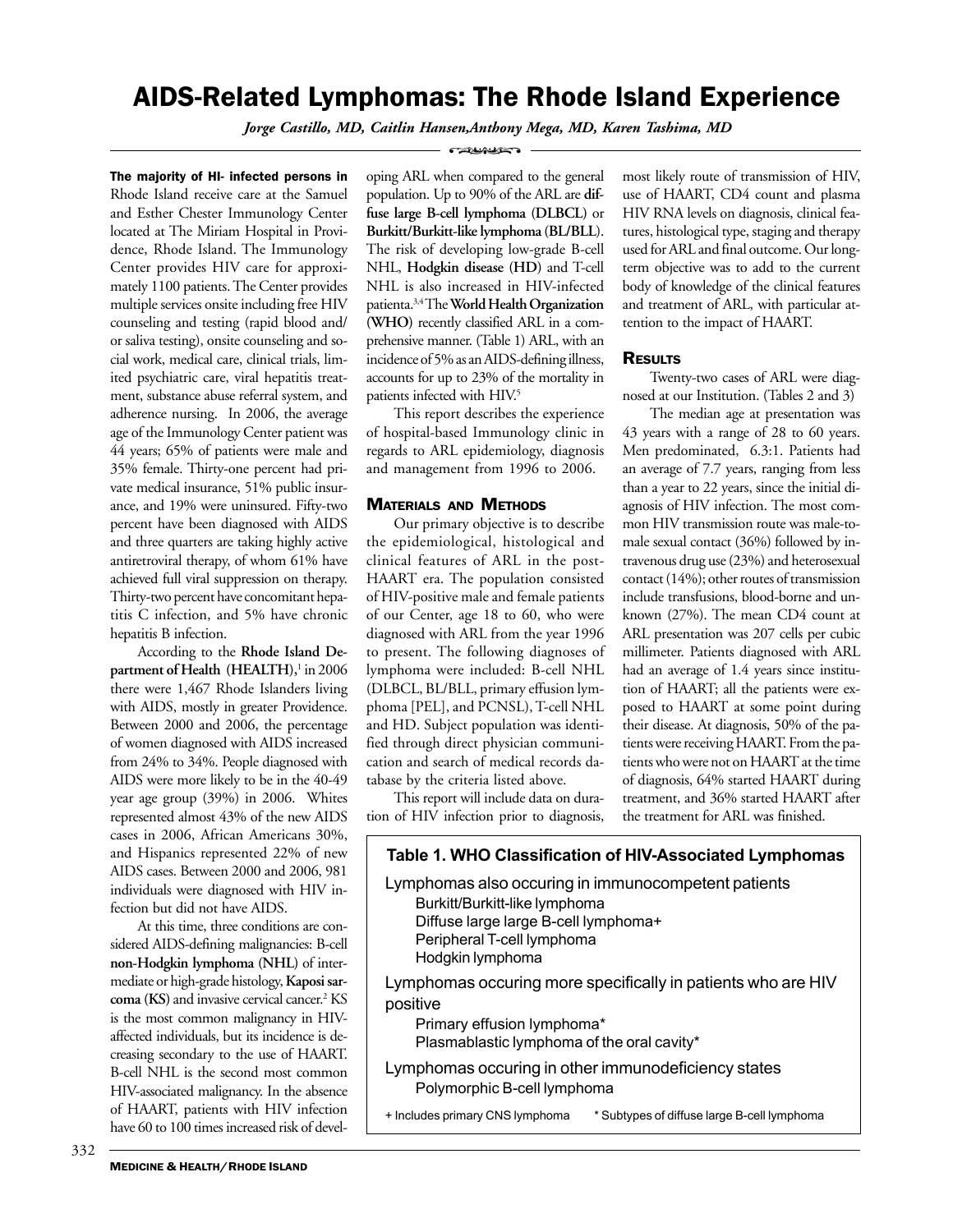# AIDS-Related Lymphomas: The Rhode Island Experience

*Jorge Castillo, MD, Caitlin Hansen,Anthony Mega, MD, Karen Tashima, MD*

**The majority of HI- infected persons in** Rhode Island receive care at the Samuel and Esther Chester Immunology Center located at The Miriam Hospital in Providence, Rhode Island. The Immunology Center provides HIV care for approximately 1100 patients. The Center provides multiple services onsite including free HIV counseling and testing (rapid blood and/or saliva testing), onsite counseling and social work, medical care, clinical trials, limited psychiatric care, viral hepatitis treatment, substance abuse referral system, and adherence nursing. In 2006, the average age of the Immunology Center patient was 44 years; 65% of patients were male and 35% female. Thirty-one percent had private medical insurance, 51% public insurance, and 19% were uninsured. Fifty-two percent have been diagnosed with AIDS and three quarters are taking highly active antiretroviral therapy, of whom 61% have achieved full viral suppression on therapy. Thirty-two percent have concomitant hepatitis C infection, and 5% have chronic hepatitis B infection.

According to the **Rhode Island Department of Health (HEALTH)**,[1] in 2006 there were 1,467 Rhode Islanders living with AIDS, mostly in greater Providence. Between 2000 and 2006, the percentage of women diagnosed with AIDS increased from 24% to 34%. People diagnosed with AIDS were more likely to be in the 40-49 year age group (39%) in 2006. Whites represented almost 43% of the new AIDS cases in 2006, African Americans 30%, and Hispanics represented 22% of new AIDS cases. Between 2000 and 2006, 981 individuals were diagnosed with HIV infection but did not have AIDS.

At this time, three conditions are considered AIDS-defining malignancies: B-cell **non-Hodgkin lymphoma (NHL)** of intermediate or high-grade histology, **Kaposi sarcoma (KS)** and invasive cervical cancer.[2] KS is the most common malignancy in HIV-affected individuals, but its incidence is decreasing secondary to the use of HAART. B-cell NHL is the second most common HIV-associated malignancy. In the absence of HAART, patients with HIV infection have 60 to 100 times increased risk of developing ARL when compared to the general population. Up to 90% of the ARL are **diffuse large B-cell lymphoma (DLBCL)** or **Burkitt/Burkitt-like lymphoma (BL/BLL)**. The risk of developing low-grade B-cell NHL, **Hodgkin disease (HD)** and T-cell NHL is also increased in HIV-infected patienta.[3,4] The **World Health Organization (WHO)** recently classified ARL in a comprehensive manner. (Table 1) ARL, with an incidence of 5% as an AIDS-defining illness, accounts for up to 23% of the mortality in patients infected with HIV.[5]

This report describes the experience of hospital-based Immunology clinic in regards to ARL epidemiology, diagnosis and management from 1996 to 2006.

## Materials and Methods

Our primary objective is to describe the epidemiological, histological and clinical features of ARL in the post-HAART era. The population consisted of HIV-positive male and female patients of our Center, age 18 to 60, who were diagnosed with ARL from the year 1996 to present. The following diagnoses of lymphoma were included: B-cell NHL (DLBCL, BL/BLL, primary effusion lymphoma [PEL], and PCNSL), T-cell NHL and HD. Subject population was identified through direct physician communication and search of medical records database by the criteria listed above.

This report will include data on duration of HIV infection prior to diagnosis, most likely route of transmission of HIV, use of HAART, CD4 count and plasma HIV RNA levels on diagnosis, clinical features, histological type, staging and therapy used for ARL and final outcome. Our long-term objective was to add to the current body of knowledge of the clinical features and treatment of ARL, with particular attention to the impact of HAART.

## Results

Twenty-two cases of ARL were diagnosed at our Institution. (Tables 2 and 3)

The median age at presentation was 43 years with a range of 28 to 60 years. Men predominated, 6.3:1. Patients had an average of 7.7 years, ranging from less than a year to 22 years, since the initial diagnosis of HIV infection. The most common HIV transmission route was male-to-male sexual contact (36%) followed by intravenous drug use (23%) and heterosexual contact (14%); other routes of transmission include transfusions, blood-borne and unknown (27%). The mean CD4 count at ARL presentation was 207 cells per cubic millimeter. Patients diagnosed with ARL had an average of 1.4 years since institution of HAART; all the patients were exposed to HAART at some point during their disease. At diagnosis, 50% of the patients were receiving HAART. From the patients who were not on HAART at the time of diagnosis, 64% started HAART during treatment, and 36% started HAART after the treatment for ARL was finished.

**Table 1. WHO Classification of HIV-Associated Lymphomas**

Lymphomas also occuring in immunocompetent patients
- Burkitt/Burkitt-like lymphoma
- Diffuse large large B-cell lymphoma+
- Peripheral T-cell lymphoma
- Hodgkin lymphoma

Lymphomas occuring more specifically in patients who are HIV positive
- Primary effusion lymphoma*
- Plasmablastic lymphoma of the oral cavity*

Lymphomas occuring in other immunodeficiency states
- Polymorphic B-cell lymphoma

+ Includes primary CNS lymphoma &nbsp;&nbsp;&nbsp; * Subtypes of diffuse large B-cell lymphoma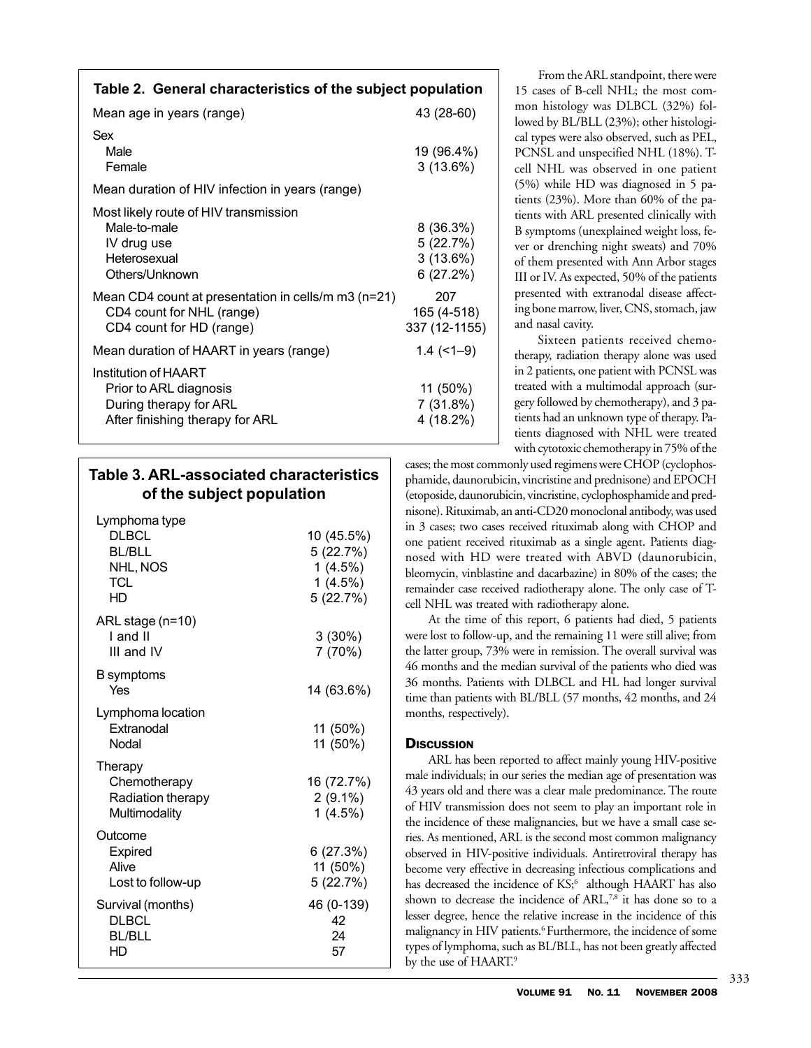**Table 2. General characteristics of the subject population**

| | |
|---|---|
| Mean age in years (range) | 43 (28-60) |
| Sex | |
| Male | 19 (96.4%) |
| Female | 3 (13.6%) |
| Mean duration of HIV infection in years (range) | |
| Most likely route of HIV transmission | |
| Male-to-male | 8 (36.3%) |
| IV drug use | 5 (22.7%) |
| Heterosexual | 3 (13.6%) |
| Others/Unknown | 6 (27.2%) |
| Mean CD4 count at presentation in cells/m m3 (n=21) | 207 |
| CD4 count for NHL (range) | 165 (4-518) |
| CD4 count for HD (range) | 337 (12-1155) |
| Mean duration of HAART in years (range) | 1.4 (<1–9) |
| Institution of HAART | |
| Prior to ARL diagnosis | 11 (50%) |
| During therapy for ARL | 7 (31.8%) |
| After finishing therapy for ARL | 4 (18.2%) |

**Table 3. ARL-associated characteristics of the subject population**

| | |
|---|---|
| Lymphoma type | |
| DLBCL | 10 (45.5%) |
| BL/BLL | 5 (22.7%) |
| NHL, NOS | 1 (4.5%) |
| TCL | 1 (4.5%) |
| HD | 5 (22.7%) |
| ARL stage (n=10) | |
| I and II | 3 (30%) |
| III and IV | 7 (70%) |
| B symptoms | |
| Yes | 14 (63.6%) |
| Lymphoma location | |
| Extranodal | 11 (50%) |
| Nodal | 11 (50%) |
| Therapy | |
| Chemotherapy | 16 (72.7%) |
| Radiation therapy | 2 (9.1%) |
| Multimodality | 1 (4.5%) |
| Outcome | |
| Expired | 6 (27.3%) |
| Alive | 11 (50%) |
| Lost to follow-up | 5 (22.7%) |
| Survival (months) | 46 (0-139) |
| DLBCL | 42 |
| BL/BLL | 24 |
| HD | 57 |

From the ARL standpoint, there were 15 cases of B-cell NHL; the most common histology was DLBCL (32%) followed by BL/BLL (23%); other histological types were also observed, such as PEL, PCNSL and unspecified NHL (18%). T-cell NHL was observed in one patient (5%) while HD was diagnosed in 5 patients (23%). More than 60% of the patients with ARL presented clinically with B symptoms (unexplained weight loss, fever or drenching night sweats) and 70% of them presented with Ann Arbor stages III or IV. As expected, 50% of the patients presented with extranodal disease affecting bone marrow, liver, CNS, stomach, jaw and nasal cavity.

Sixteen patients received chemotherapy, radiation therapy alone was used in 2 patients, one patient with PCNSL was treated with a multimodal approach (surgery followed by chemotherapy), and 3 patients had an unknown type of therapy. Patients diagnosed with NHL were treated with cytotoxic chemotherapy in 75% of the cases; the most commonly used regimens were CHOP (cyclophosphamide, daunorubicin, vincristine and prednisone) and EPOCH (etoposide, daunorubicin, vincristine, cyclophosphamide and prednisone). Rituximab, an anti-CD20 monoclonal antibody, was used in 3 cases; two cases received rituximab along with CHOP and one patient received rituximab as a single agent. Patients diagnosed with HD were treated with ABVD (daunorubicin, bleomycin, vinblastine and dacarbazine) in 80% of the cases; the remainder case received radiotherapy alone. The only case of T-cell NHL was treated with radiotherapy alone.

At the time of this report, 6 patients had died, 5 patients were lost to follow-up, and the remaining 11 were still alive; from the latter group, 73% were in remission. The overall survival was 46 months and the median survival of the patients who died was 36 months. Patients with DLBCL and HL had longer survival time than patients with BL/BLL (57 months, 42 months, and 24 months, respectively).

## Discussion

ARL has been reported to affect mainly young HIV-positive male individuals; in our series the median age of presentation was 43 years old and there was a clear male predominance. The route of HIV transmission does not seem to play an important role in the incidence of these malignancies, but we have a small case series. As mentioned, ARL is the second most common malignancy observed in HIV-positive individuals. Antiretroviral therapy has become very effective in decreasing infectious complications and has decreased the incidence of KS;[6] although HAART has also shown to decrease the incidence of ARL,[7,8] it has done so to a lesser degree, hence the relative increase in the incidence of this malignancy in HIV patients.[6] Furthermore, the incidence of some types of lymphoma, such as BL/BLL, has not been greatly affected by the use of HAART.[9]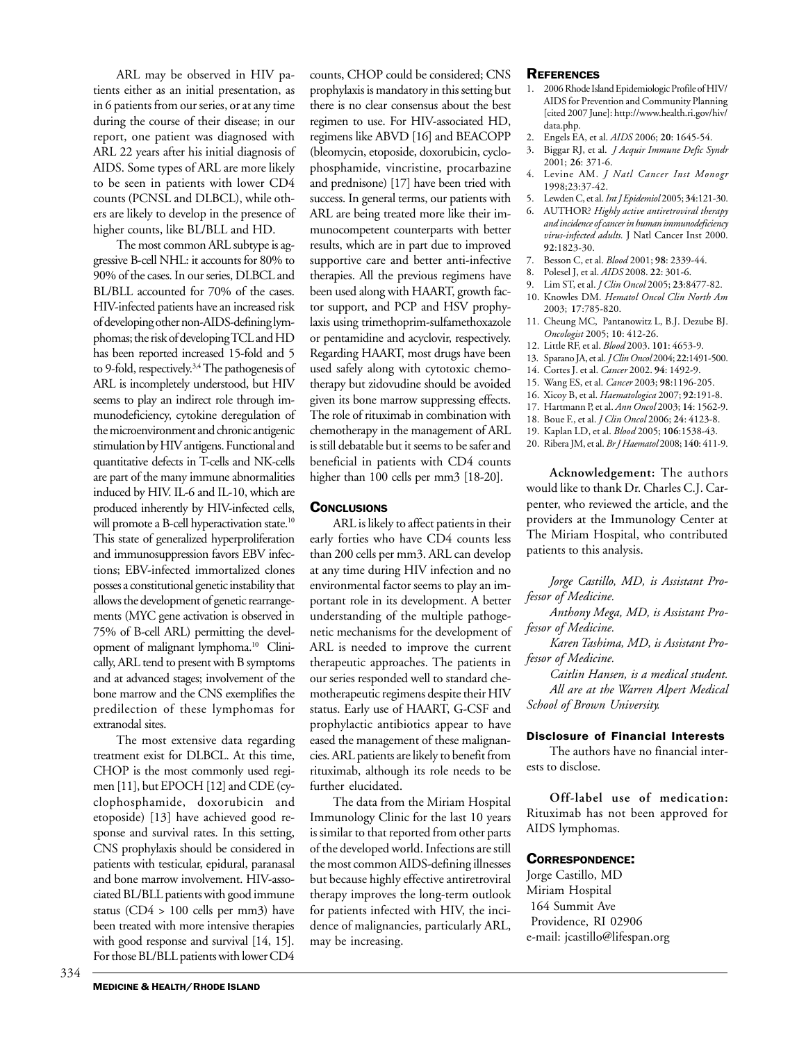ARL may be observed in HIV patients either as an initial presentation, as in 6 patients from our series, or at any time during the course of their disease; in our report, one patient was diagnosed with ARL 22 years after his initial diagnosis of AIDS. Some types of ARL are more likely to be seen in patients with lower CD4 counts (PCNSL and DLBCL), while others are likely to develop in the presence of higher counts, like BL/BLL and HD.

The most common ARL subtype is aggressive B-cell NHL: it accounts for 80% to 90% of the cases. In our series, DLBCL and BL/BLL accounted for 70% of the cases. HIV-infected patients have an increased risk of developing other non-AIDS-defining lymphomas; the risk of developing TCL and HD has been reported increased 15-fold and 5 to 9-fold, respectively.[3,4] The pathogenesis of ARL is incompletely understood, but HIV seems to play an indirect role through immunodeficiency, cytokine deregulation of the microenvironment and chronic antigenic stimulation by HIV antigens. Functional and quantitative defects in T-cells and NK-cells are part of the many immune abnormalities induced by HIV. IL-6 and IL-10, which are produced inherently by HIV-infected cells, will promote a B-cell hyperactivation state.[10] This state of generalized hyperproliferation and immunosuppression favors EBV infections; EBV-infected immortalized clones posses a constitutional genetic instability that allows the development of genetic rearrangements (MYC gene activation is observed in 75% of B-cell ARL) permitting the development of malignant lymphoma.[10] Clinically, ARL tend to present with B symptoms and at advanced stages; involvement of the bone marrow and the CNS exemplifies the predilection of these lymphomas for extranodal sites.

The most extensive data regarding treatment exist for DLBCL. At this time, CHOP is the most commonly used regimen [11], but EPOCH [12] and CDE (cyclophosphamide, doxorubicin and etoposide) [13] have achieved good response and survival rates. In this setting, CNS prophylaxis should be considered in patients with testicular, epidural, paranasal and bone marrow involvement. HIV-associated BL/BLL patients with good immune status (CD4 > 100 cells per mm3) have been treated with more intensive therapies with good response and survival [14, 15]. For those BL/BLL patients with lower CD4 counts, CHOP could be considered; CNS prophylaxis is mandatory in this setting but there is no clear consensus about the best regimen to use. For HIV-associated HD, regimens like ABVD [16] and BEACOPP (bleomycin, etoposide, doxorubicin, cyclophosphamide, vincristine, procarbazine and prednisone) [17] have been tried with success. In general terms, our patients with ARL are being treated more like their immunocompetent counterparts with better results, which are in part due to improved supportive care and better anti-infective therapies. All the previous regimens have been used along with HAART, growth factor support, and PCP and HSV prophylaxis using trimethoprim-sulfamethoxazole or pentamidine and acyclovir, respectively. Regarding HAART, most drugs have been used safely along with cytotoxic chemotherapy but zidovudine should be avoided given its bone marrow suppressing effects. The role of rituximab in combination with chemotherapy in the management of ARL is still debatable but it seems to be safer and beneficial in patients with CD4 counts higher than 100 cells per mm3 [18-20].

## Conclusions

ARL is likely to affect patients in their early forties who have CD4 counts less than 200 cells per mm3. ARL can develop at any time during HIV infection and no environmental factor seems to play an important role in its development. A better understanding of the multiple pathogenetic mechanisms for the development of ARL is needed to improve the current therapeutic approaches. The patients in our series responded well to standard chemotherapeutic regimens despite their HIV status. Early use of HAART, G-CSF and prophylactic antibiotics appear to have eased the management of these malignancies. ARL patients are likely to benefit from rituximab, although its role needs to be further elucidated.

The data from the Miriam Hospital Immunology Clinic for the last 10 years is similar to that reported from other parts of the developed world. Infections are still the most common AIDS-defining illnesses but because highly effective antiretroviral therapy improves the long-term outlook for patients infected with HIV, the incidence of malignancies, particularly ARL, may be increasing.

## References

1. 2006 Rhode Island Epidemiologic Profile of HIV/AIDS for Prevention and Community Planning [cited 2007 June]: http://www.health.ri.gov/hiv/data.php.
2. Engels EA, et al. *AIDS* 2006; **20**: 1645-54.
3. Biggar RJ, et al. *J Acquir Immune Defic Syndr* 2001; **26**: 371-6.
4. Levine AM. *J Natl Cancer Inst Monogr* 1998;23:37-42.
5. Lewden C, et al. *Int J Epidemiol* 2005; **34**:121-30.
6. AUTHOR? *Highly active antiretroviral therapy and incidence of cancer in human immunodeficiency virus-infected adults.* J Natl Cancer Inst 2000. **92**:1823-30.
7. Besson C, et al. *Blood* 2001; **98**: 2339-44.
8. Polesel J, et al. *AIDS* 2008. **22**: 301-6.
9. Lim ST, et al. *J Clin Oncol* 2005; **23**:8477-82.
10. Knowles DM. *Hematol Oncol Clin North Am* 2003; **17**:785-820.
11. Cheung MC, Pantanowitz L, B.J. Dezube BJ. *Oncologist* 2005; **10**: 412-26.
12. Little RF, et al. *Blood* 2003. **101**: 4653-9.
13. Sparano JA, et al. *J Clin Oncol* 2004; **22**:1491-500.
14. Cortes J. et al. *Cancer* 2002. **94**: 1492-9.
15. Wang ES, et al. *Cancer* 2003; **98**:1196-205.
16. Xicoy B, et al. *Haematologica* 2007; **92**:191-8.
17. Hartmann P, et al. *Ann Oncol* 2003; **14**: 1562-9.
18. Boue F., et al. *J Clin Oncol* 2006; **24**: 4123-8.
19. Kaplan LD, et al. *Blood* 2005; **106**:1538-43.
20. Ribera JM, et al. *Br J Haematol* 2008; **140**: 411-9.

**Acknowledgement:** The authors would like to thank Dr. Charles C.J. Carpenter, who reviewed the article, and the providers at the Immunology Center at The Miriam Hospital, who contributed patients to this analysis.

*Jorge Castillo, MD, is Assistant Professor of Medicine.*

*Anthony Mega, MD, is Assistant Professor of Medicine.*

*Karen Tashima, MD, is Assistant Professor of Medicine.*

*Caitlin Hansen, is a medical student.*

*All are at the Warren Alpert Medical School of Brown University.*

### Disclosure of Financial Interests

The authors have no financial interests to disclose.

**Off-label use of medication:** Rituximab has not been approved for AIDS lymphomas.

## Correspondence:

Jorge Castillo, MD
Miriam Hospital
164 Summit Ave
Providence, RI 02906
e-mail: jcastillo@lifespan.org